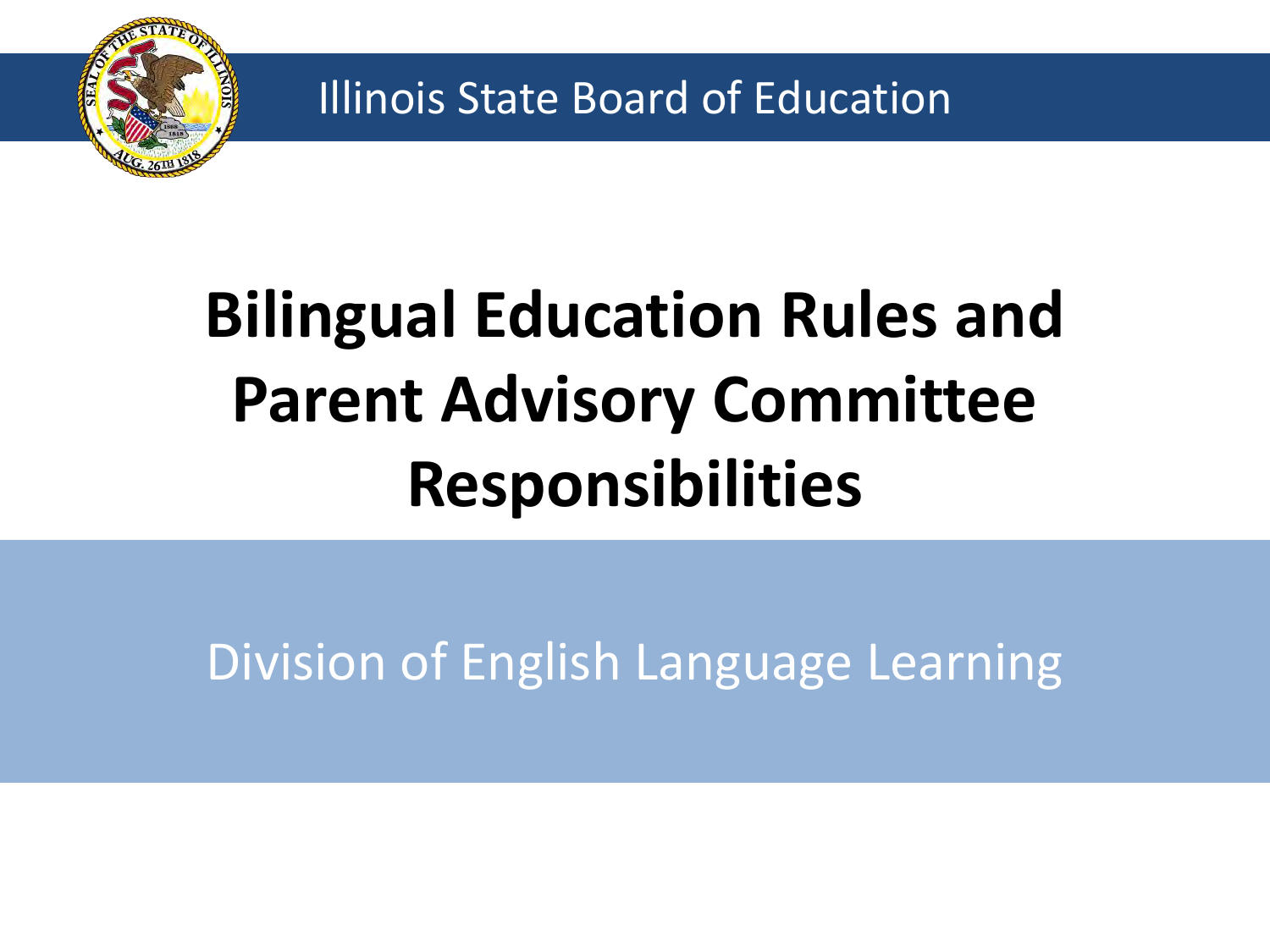Illinois State Board of Education

# Bilingual Education Rules and Parent Advisory Committee Responsibilities

Division of English Language Learning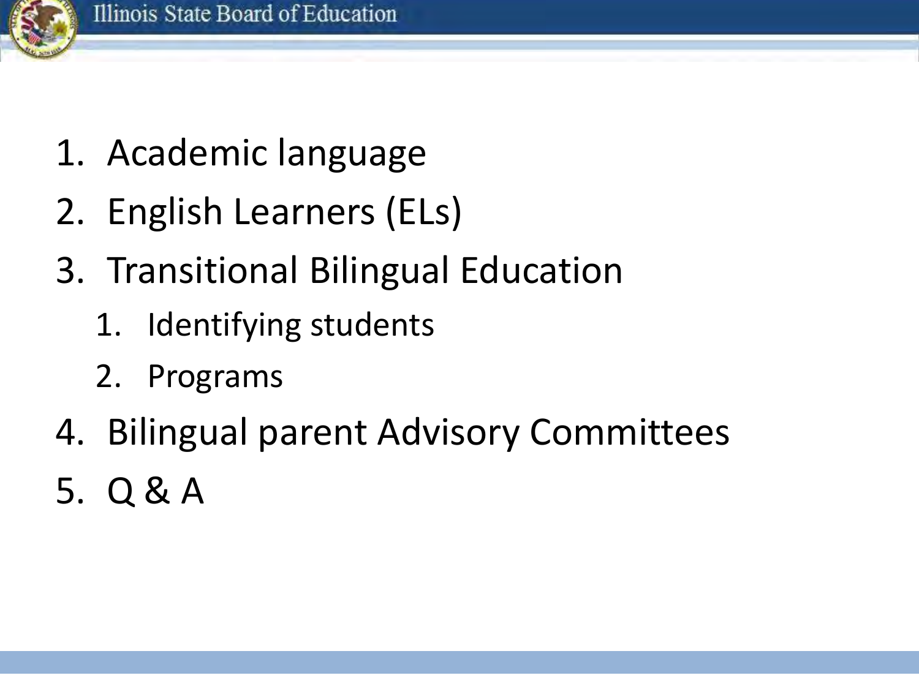1. Academic language
2. English Learners (ELs)
3. Transitional Bilingual Education
   1. Identifying students
   2. Programs
4. Bilingual parent Advisory Committees
5. Q & A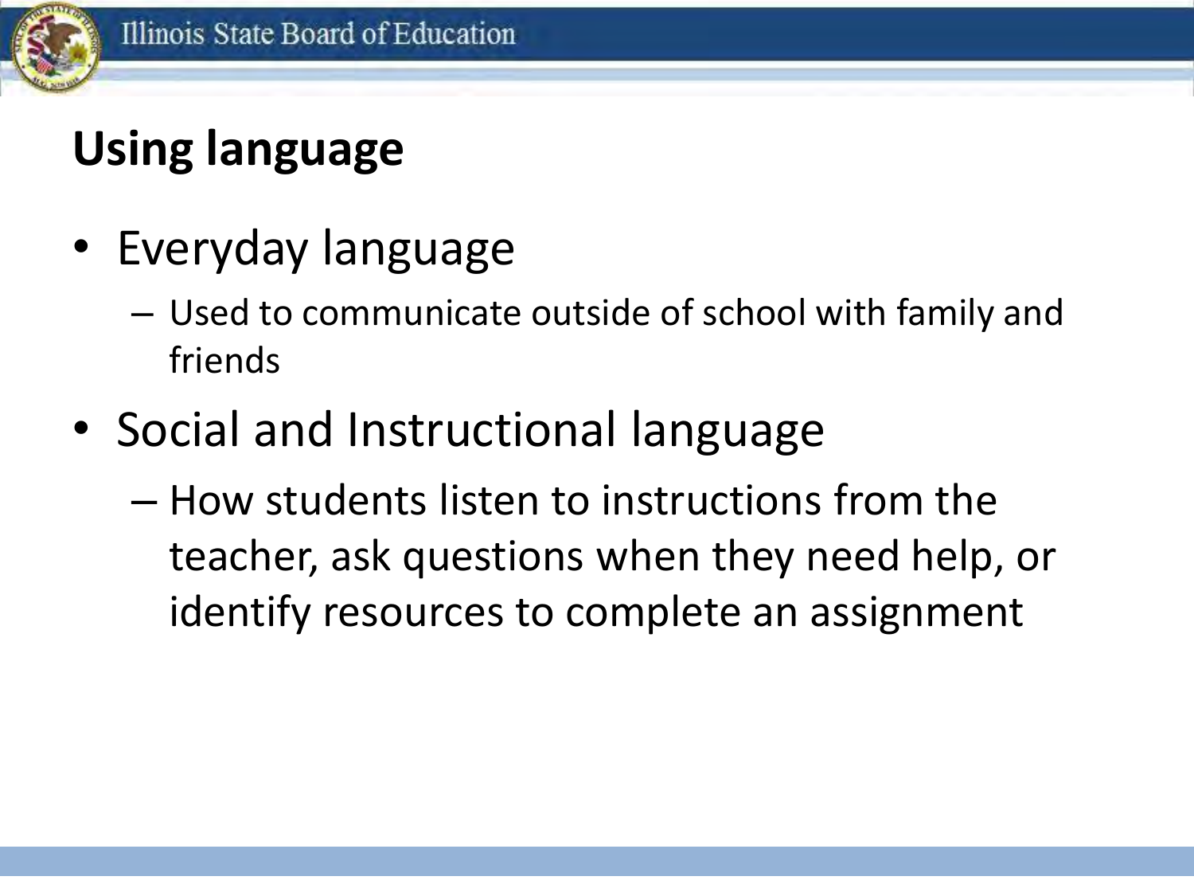# Using language

- Everyday language
  - Used to communicate outside of school with family and friends
- Social and Instructional language
  - How students listen to instructions from the teacher, ask questions when they need help, or identify resources to complete an assignment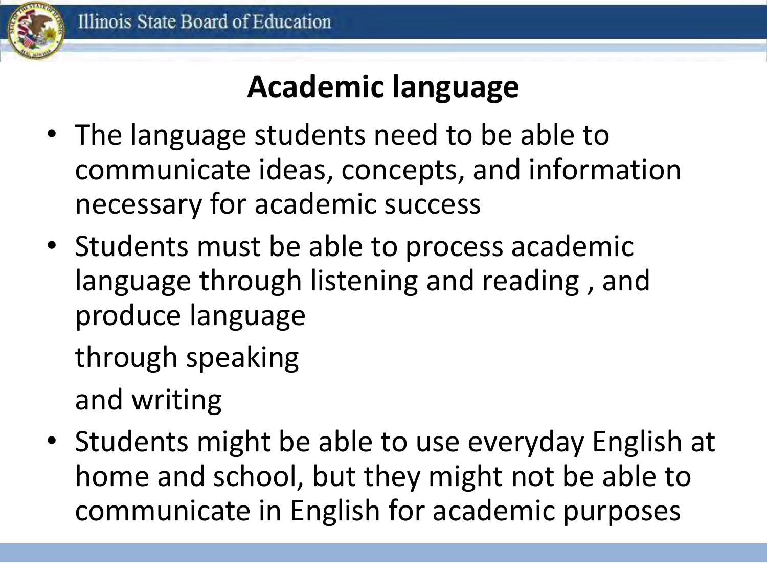# Academic language

- The language students need to be able to communicate ideas, concepts, and information necessary for academic success
- Students must be able to process academic language through listening and reading , and produce language

  through speaking

  and writing
- Students might be able to use everyday English at home and school, but they might not be able to communicate in English for academic purposes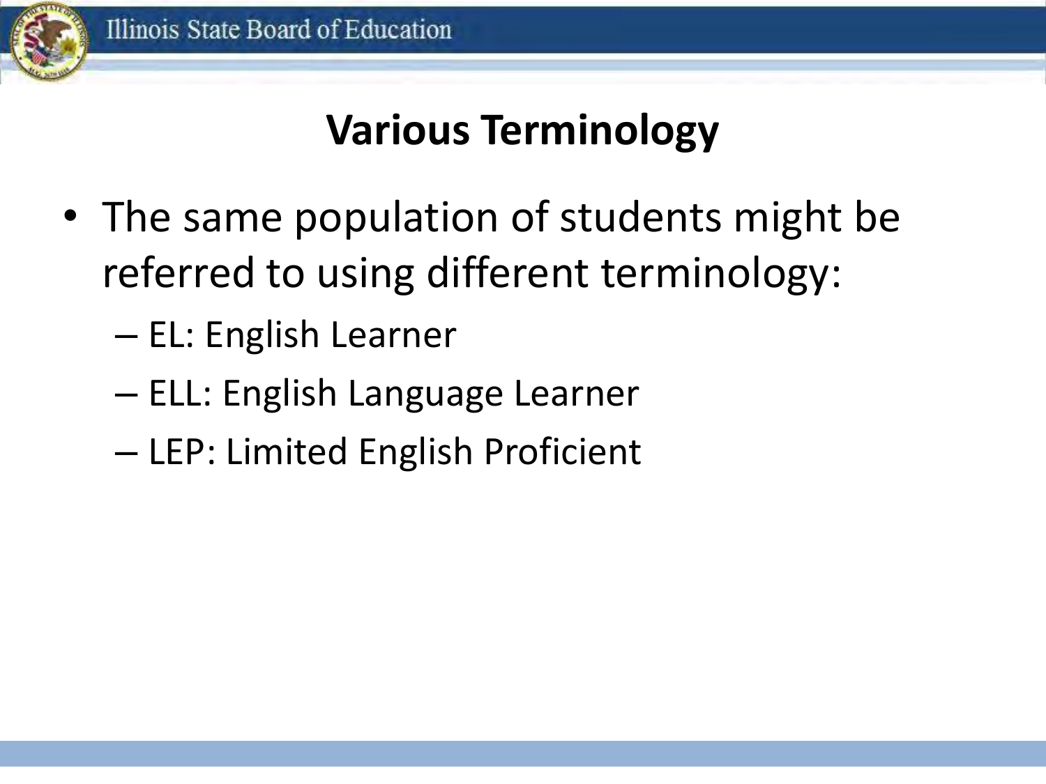## Various Terminology

- The same population of students might be referred to using different terminology:
  - EL: English Learner
  - ELL: English Language Learner
  - LEP: Limited English Proficient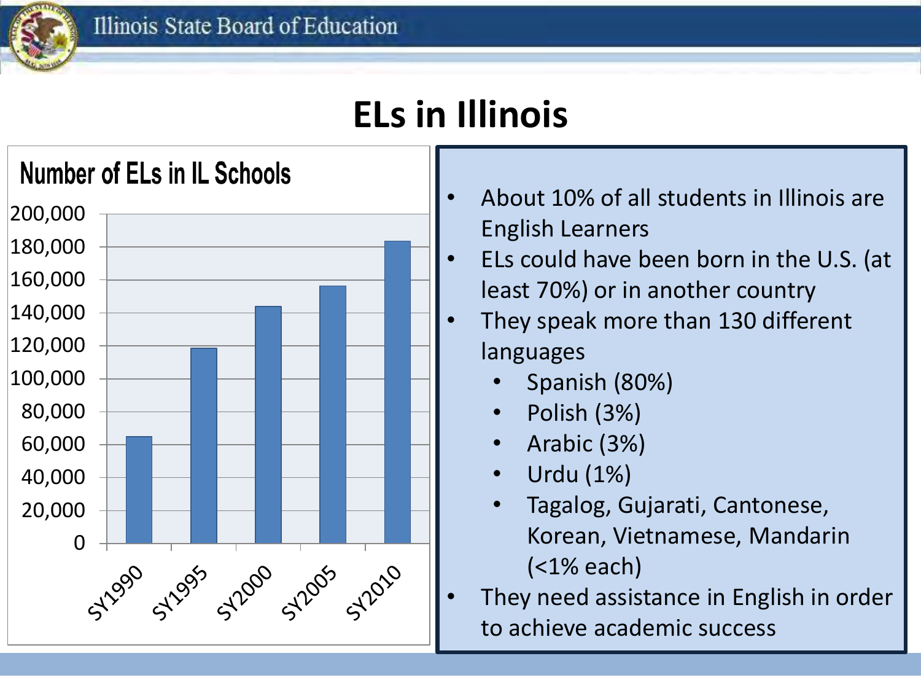Illinois State Board of Education

# ELs in Illinois

## Number of ELs in IL Schools

| School Year | Number of ELs (approx.) |
|---|---|
| SY1990 | 65,000 |
| SY1995 | 118,000 |
| SY2000 | 144,000 |
| SY2005 | 156,000 |
| SY2010 | 183,000 |

- About 10% of all students in Illinois are English Learners
- ELs could have been born in the U.S. (at least 70%) or in another country
- They speak more than 130 different languages
  - Spanish (80%)
  - Polish (3%)
  - Arabic (3%)
  - Urdu (1%)
  - Tagalog, Gujarati, Cantonese, Korean, Vietnamese, Mandarin (<1% each)
- They need assistance in English in order to achieve academic success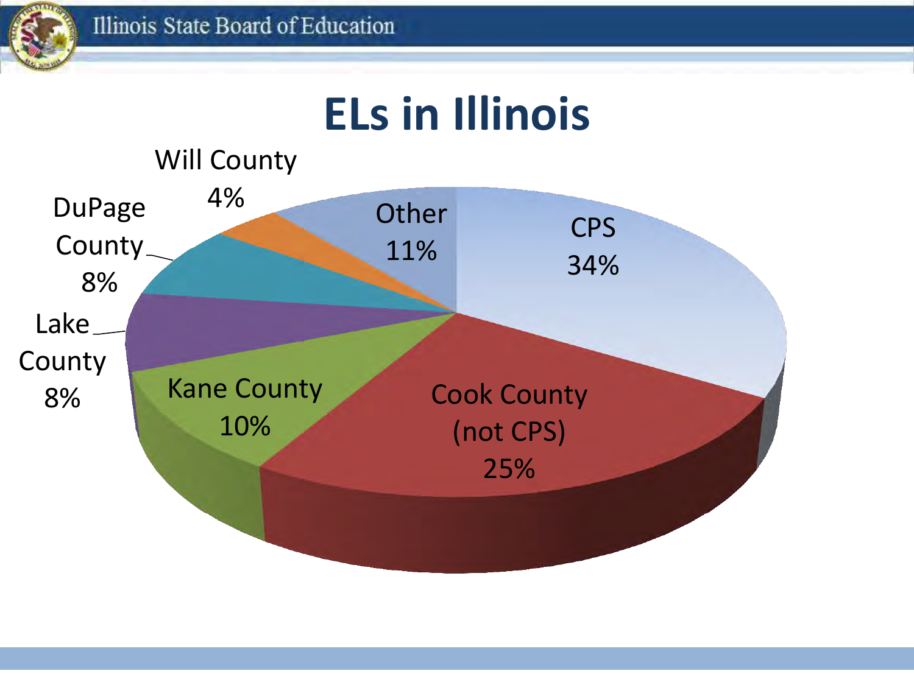# ELs in Illinois

| Region | Percentage |
| --- | --- |
| CPS | 34% |
| Cook County (not CPS) | 25% |
| Kane County | 10% |
| Lake County | 8% |
| DuPage County | 8% |
| Will County | 4% |
| Other | 11% |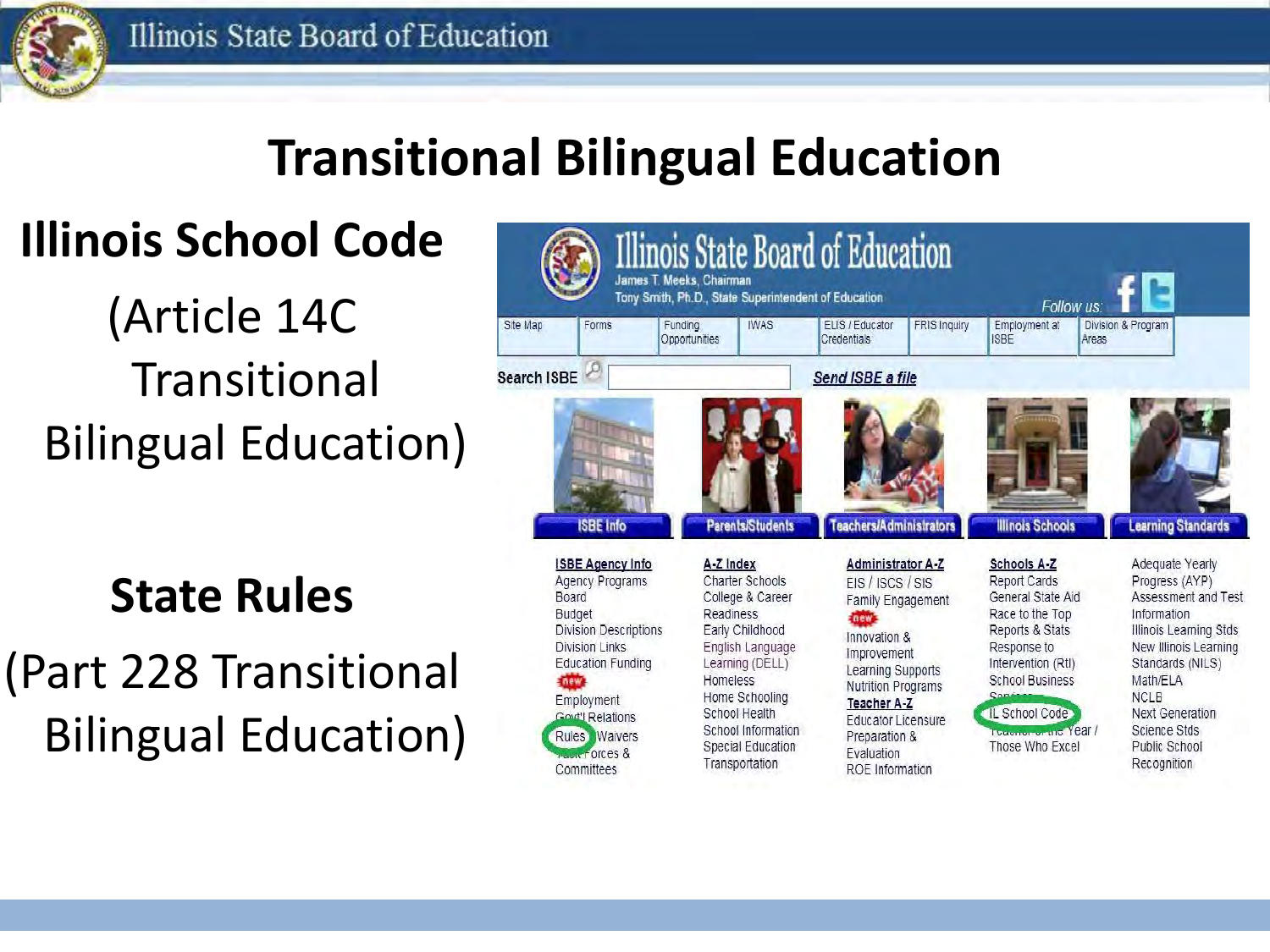# Transitional Bilingual Education

## Illinois School Code

(Article 14C Transitional Bilingual Education)

## State Rules

(Part 228 Transitional Bilingual Education)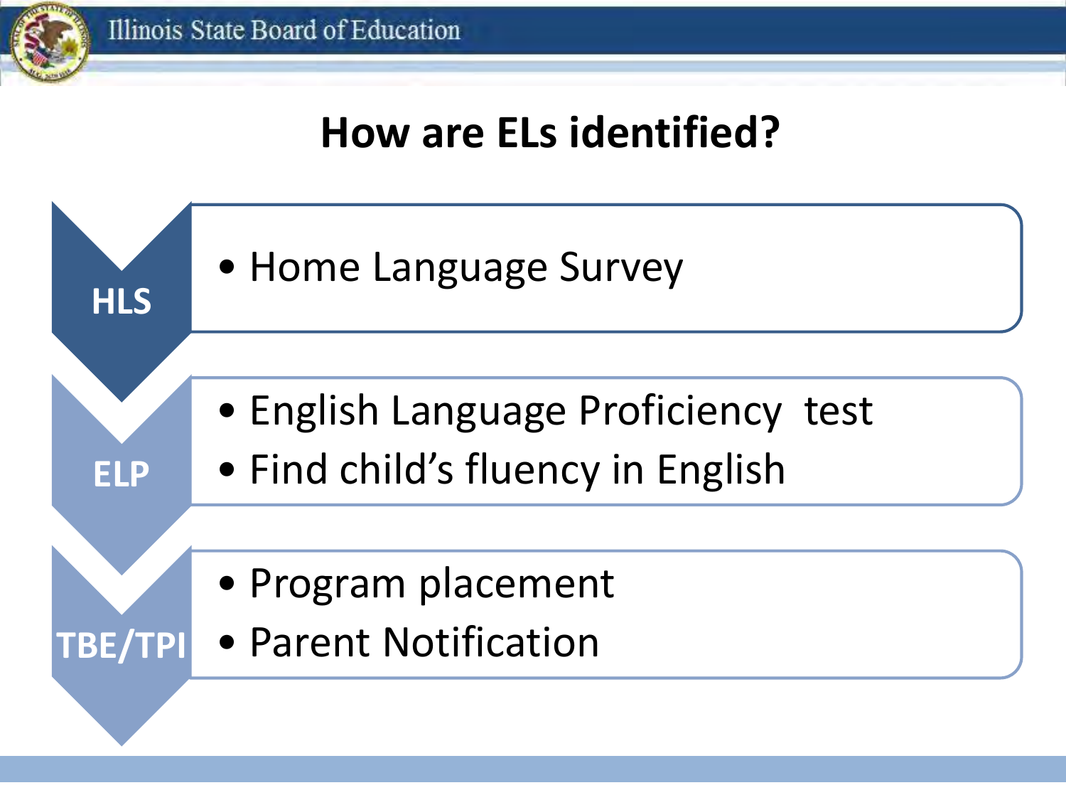# How are ELs identified?

**HLS**

- Home Language Survey

**ELP**

- English Language Proficiency test
- Find child's fluency in English

**TBE/TPI**

- Program placement
- Parent Notification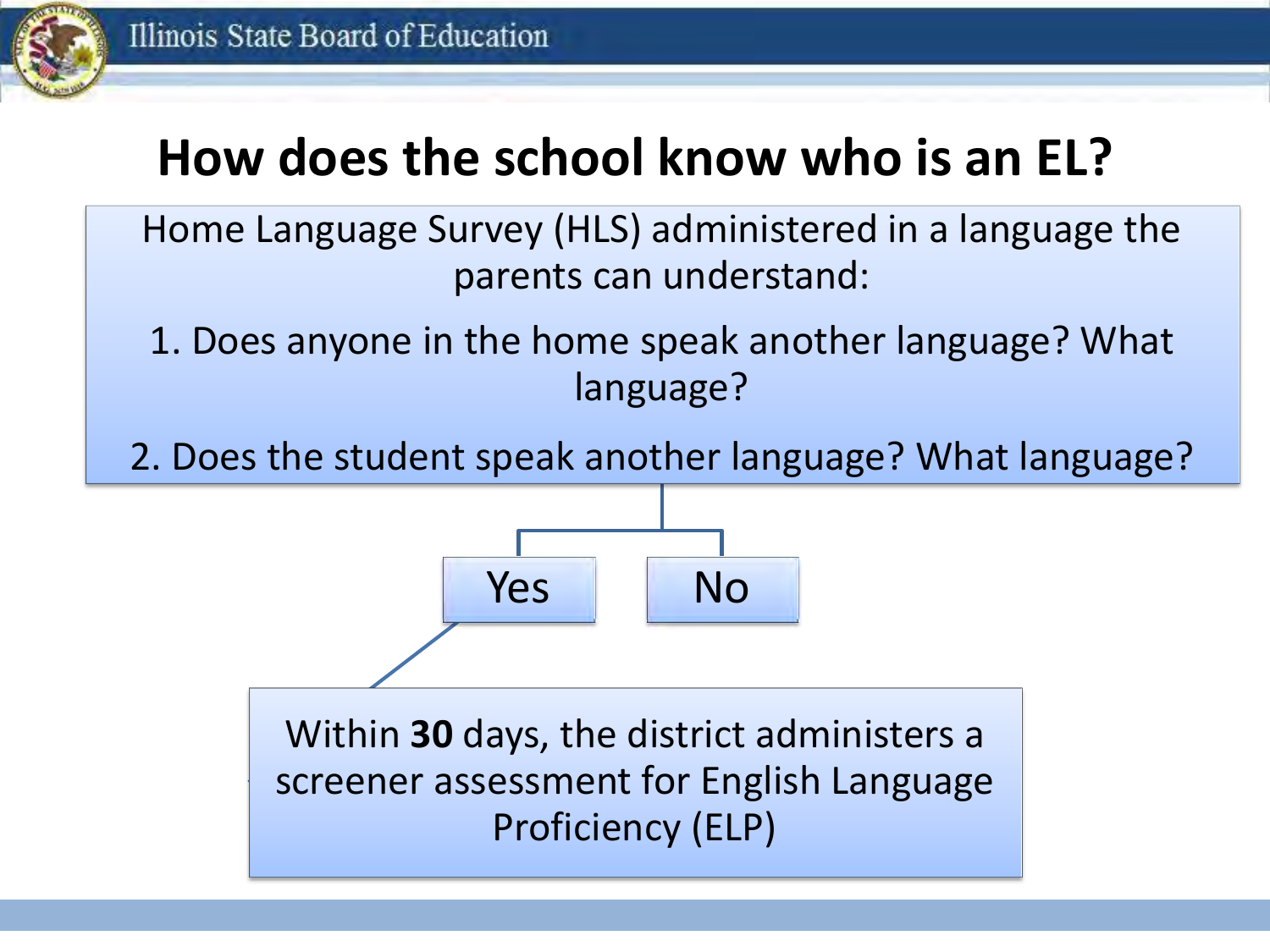# How does the school know who is an EL?

Home Language Survey (HLS) administered in a language the parents can understand:

1. Does anyone in the home speak another language? What language?
2. Does the student speak another language? What language?

Yes

No

Within **30** days, the district administers a screener assessment for English Language Proficiency (ELP)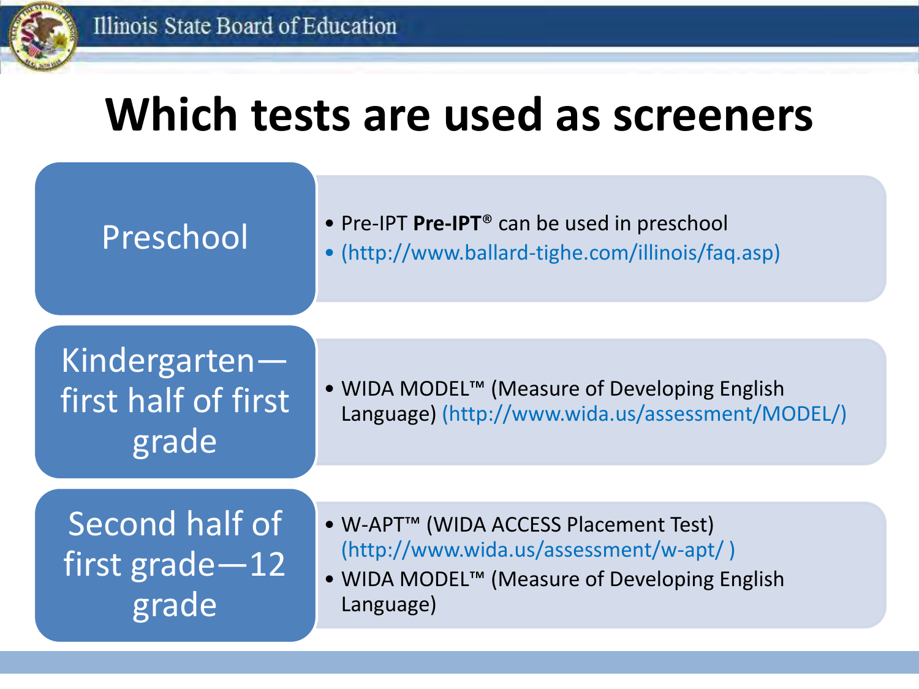# Which tests are used as screeners

| | |
|---|---|
| Preschool | • Pre-IPT **Pre-IPT®** can be used in preschool<br>• (http://www.ballard-tighe.com/illinois/faq.asp) |
| Kindergarten—first half of first grade | • WIDA MODEL™ (Measure of Developing English Language) (http://www.wida.us/assessment/MODEL/) |
| Second half of first grade—12 grade | • W-APT™ (WIDA ACCESS Placement Test) (http://www.wida.us/assessment/w-apt/ )<br>• WIDA MODEL™ (Measure of Developing English Language) |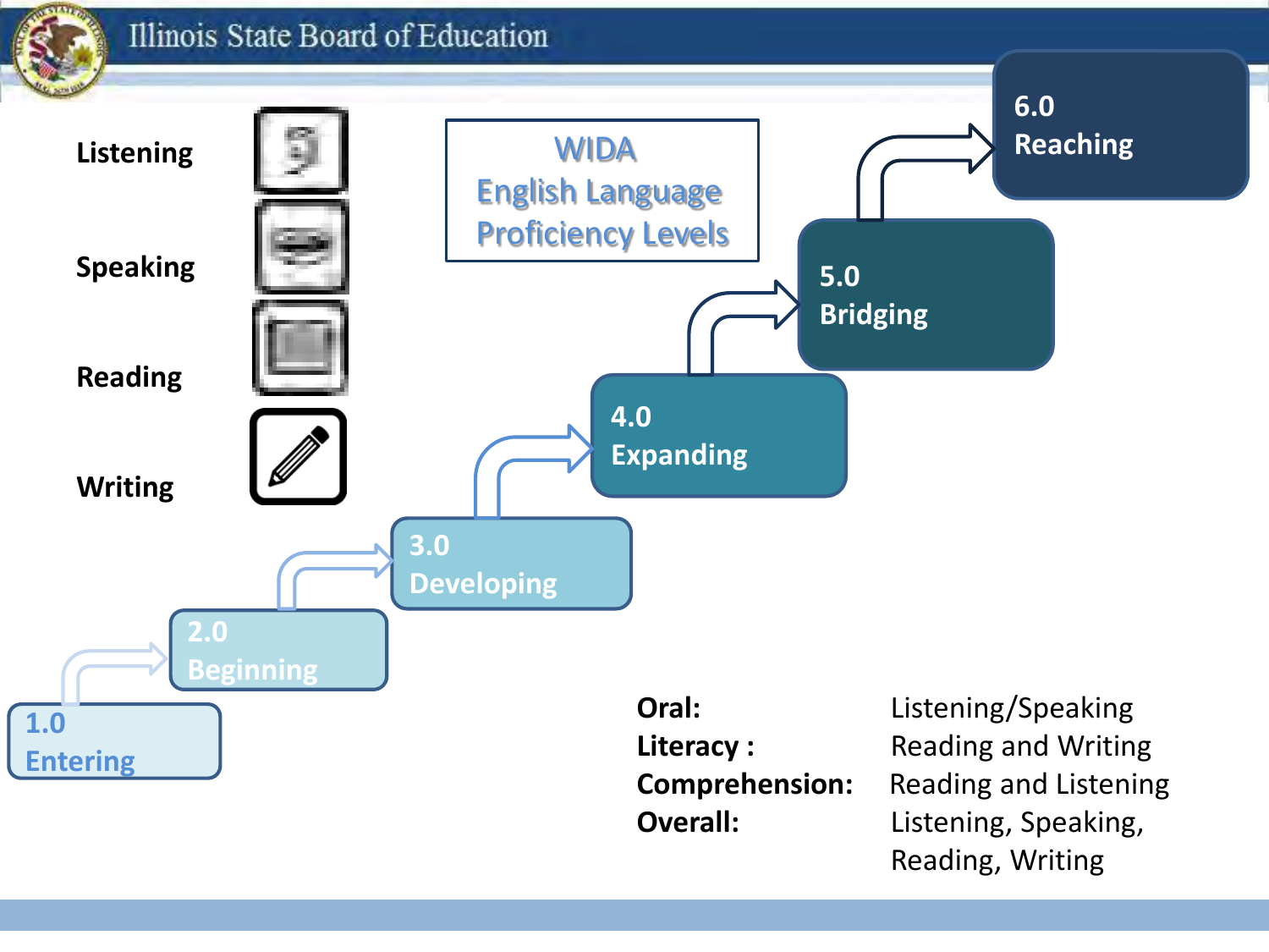## WIDA English Language Proficiency Levels

- Listening
- Speaking
- Reading
- Writing

1.0 Entering

2.0 Beginning

3.0 Developing

4.0 Expanding

5.0 Bridging

6.0 Reaching

| | |
|---|---|
| **Oral:** | Listening/Speaking |
| **Literacy :** | Reading and Writing |
| **Comprehension:** | Reading and Listening |
| **Overall:** | Listening, Speaking, Reading, Writing |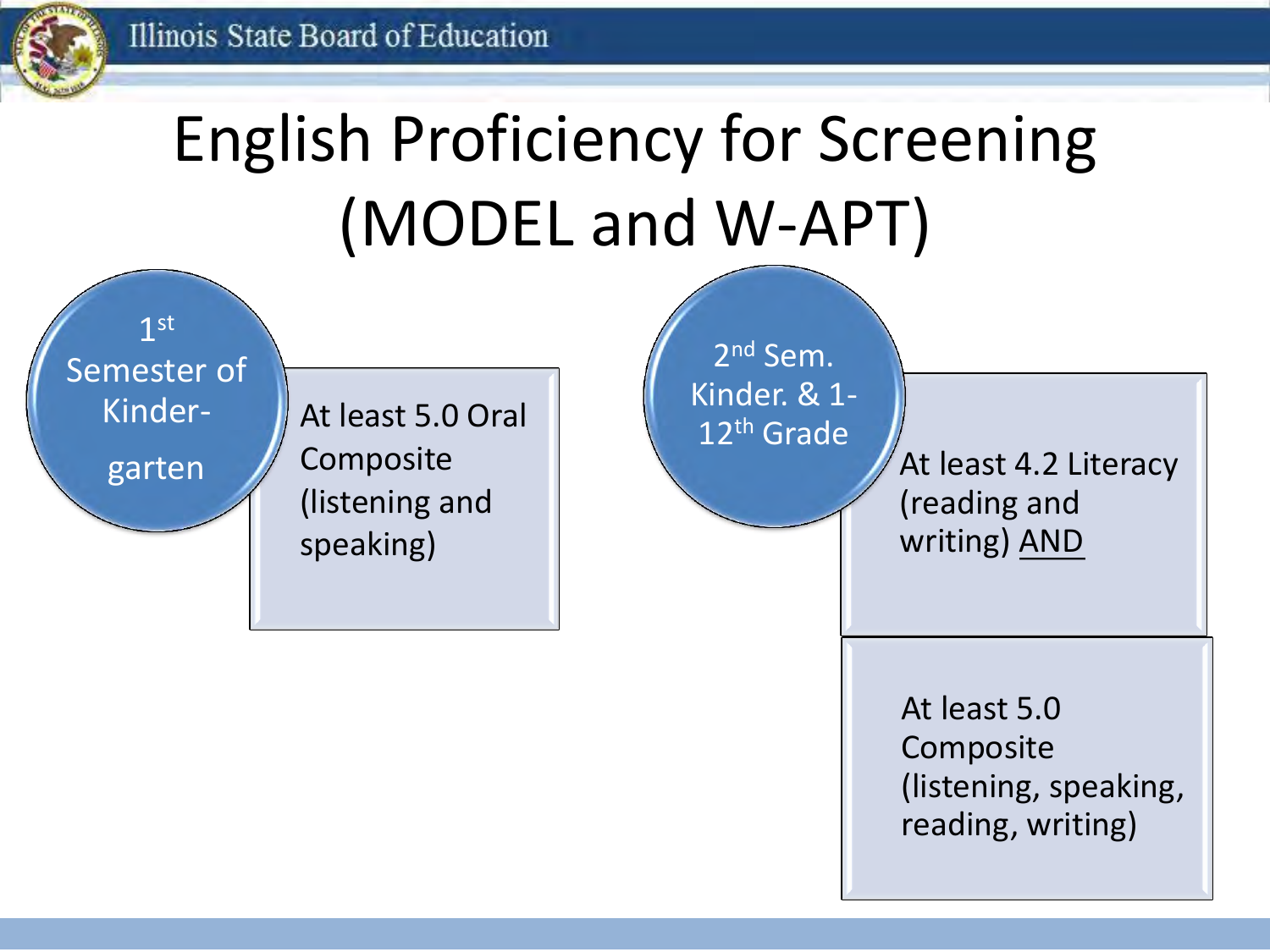# English Proficiency for Screening (MODEL and W-APT)

**1st Semester of Kindergarten**

At least 5.0 Oral Composite (listening and speaking)

**2nd Sem. Kinder. & 1-12th Grade**

At least 4.2 Literacy (reading and writing) AND

At least 5.0 Composite (listening, speaking, reading, writing)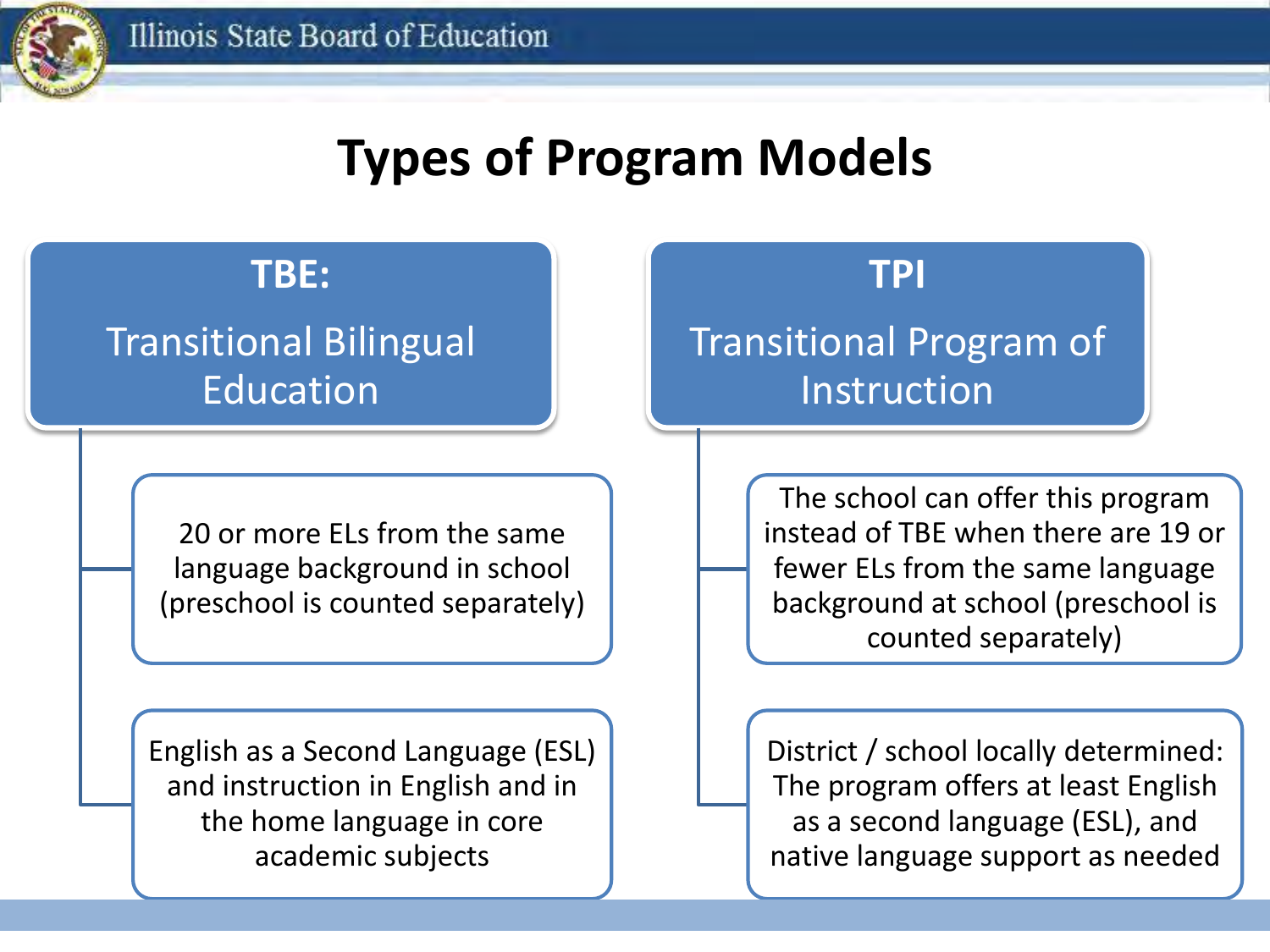# Types of Program Models

## TBE: Transitional Bilingual Education

- 20 or more ELs from the same language background in school (preschool is counted separately)
- English as a Second Language (ESL) and instruction in English and in the home language in core academic subjects

## TPI Transitional Program of Instruction

- The school can offer this program instead of TBE when there are 19 or fewer ELs from the same language background at school (preschool is counted separately)
- District / school locally determined: The program offers at least English as a second language (ESL), and native language support as needed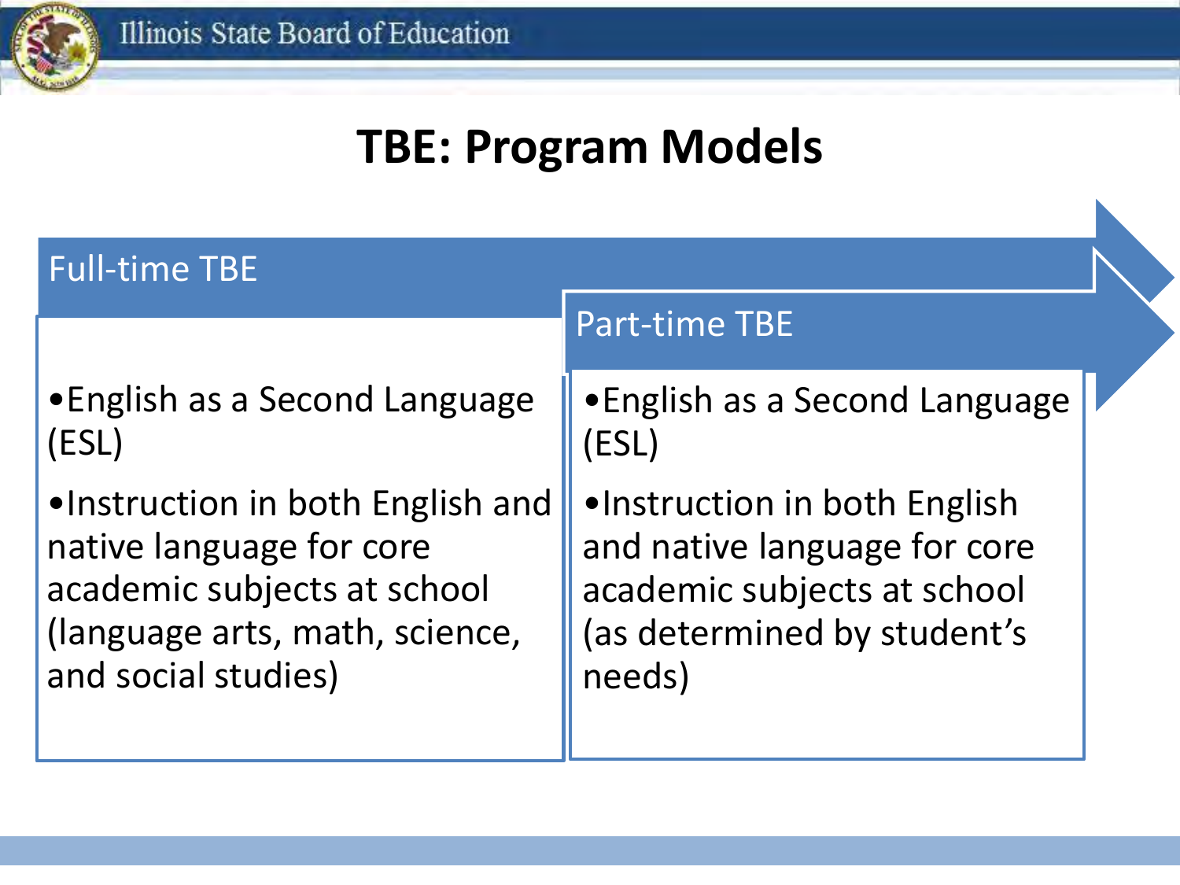# TBE: Program Models

## Full-time TBE

- English as a Second Language (ESL)
- Instruction in both English and native language for core academic subjects at school (language arts, math, science, and social studies)

## Part-time TBE

- English as a Second Language (ESL)
- Instruction in both English and native language for core academic subjects at school (as determined by student's needs)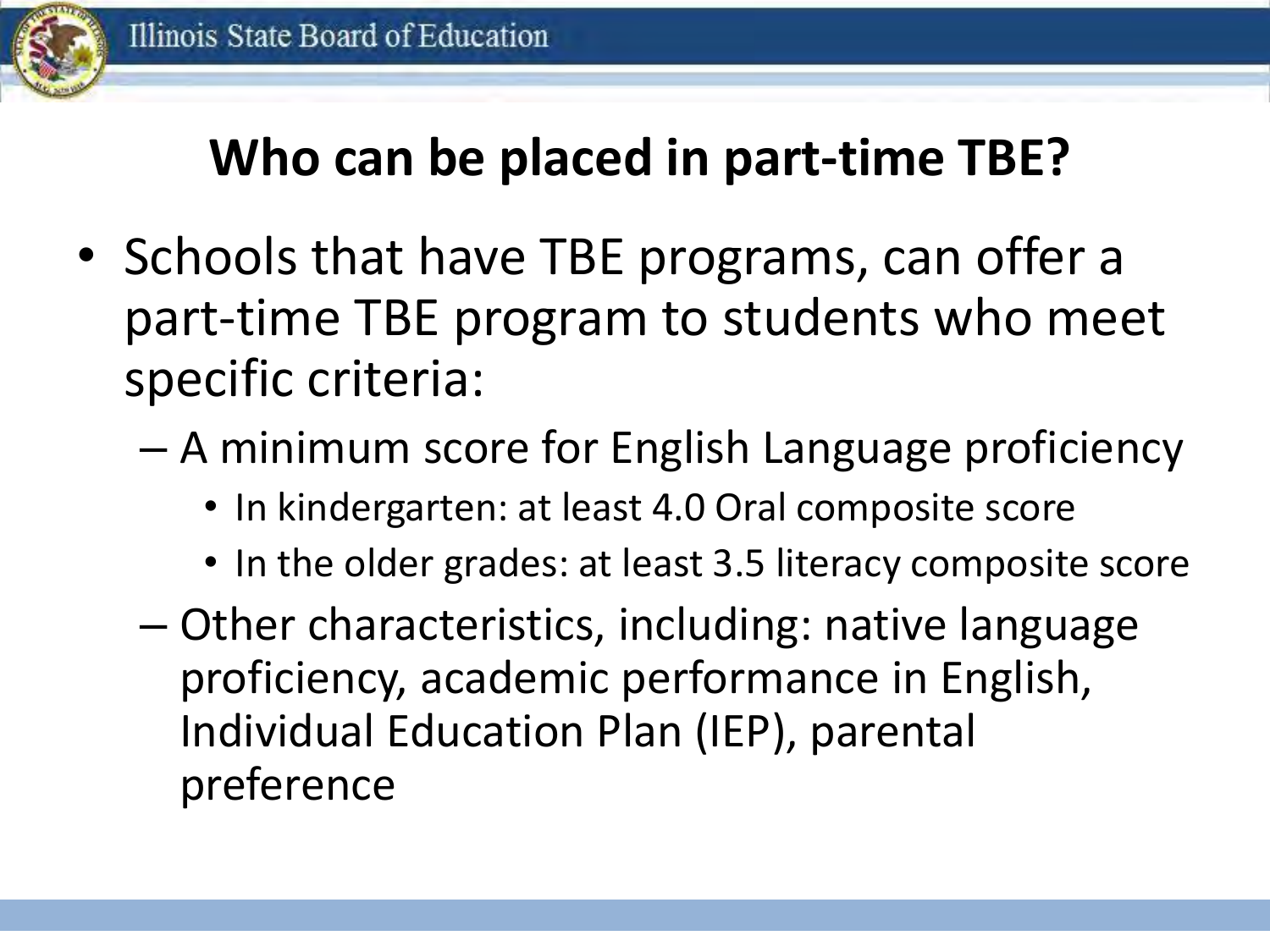# Who can be placed in part-time TBE?

- Schools that have TBE programs, can offer a part-time TBE program to students who meet specific criteria:
  - A minimum score for English Language proficiency
    - In kindergarten: at least 4.0 Oral composite score
    - In the older grades: at least 3.5 literacy composite score
  - Other characteristics, including: native language proficiency, academic performance in English, Individual Education Plan (IEP), parental preference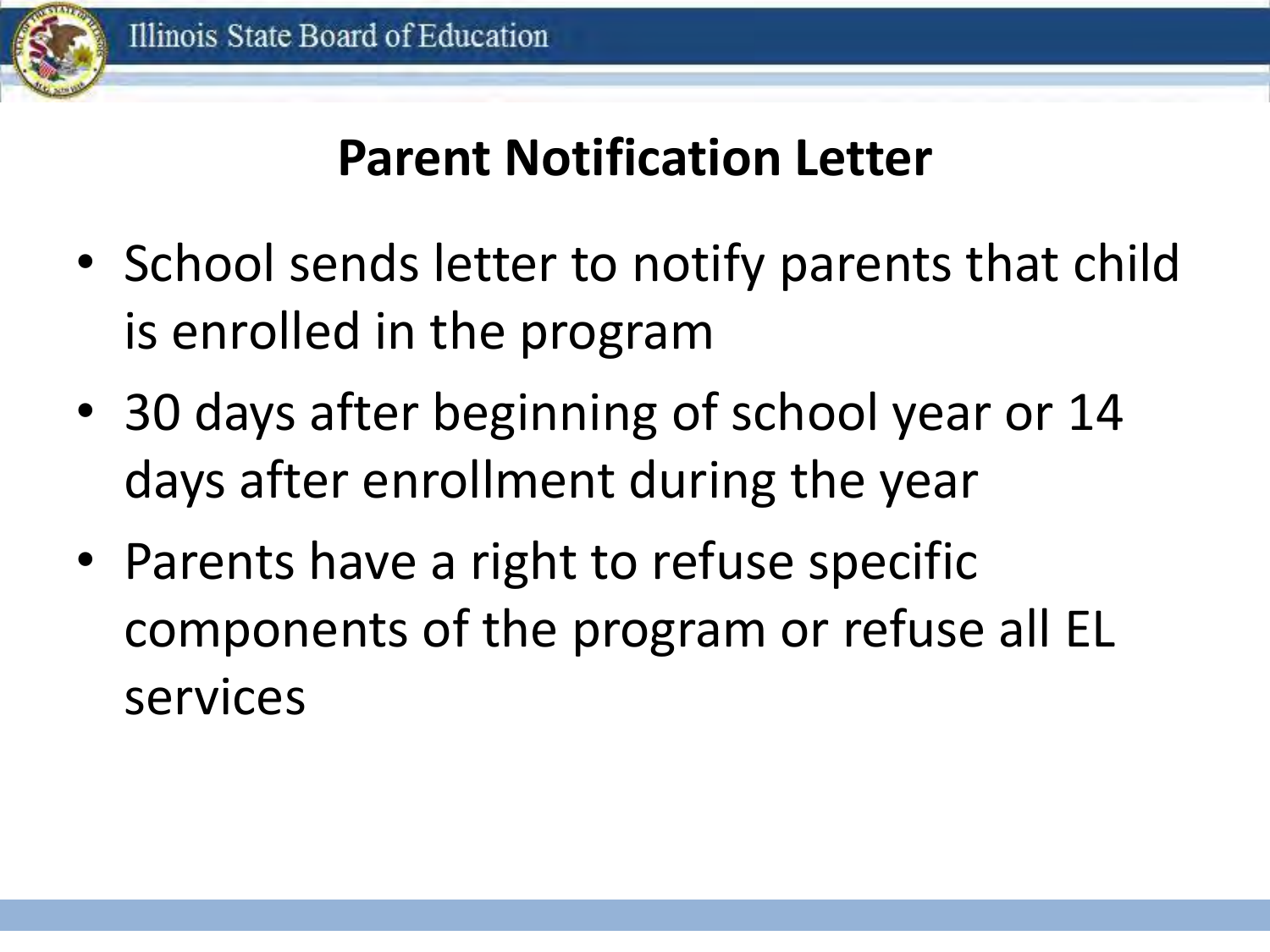# Parent Notification Letter

- School sends letter to notify parents that child is enrolled in the program
- 30 days after beginning of school year or 14 days after enrollment during the year
- Parents have a right to refuse specific components of the program or refuse all EL services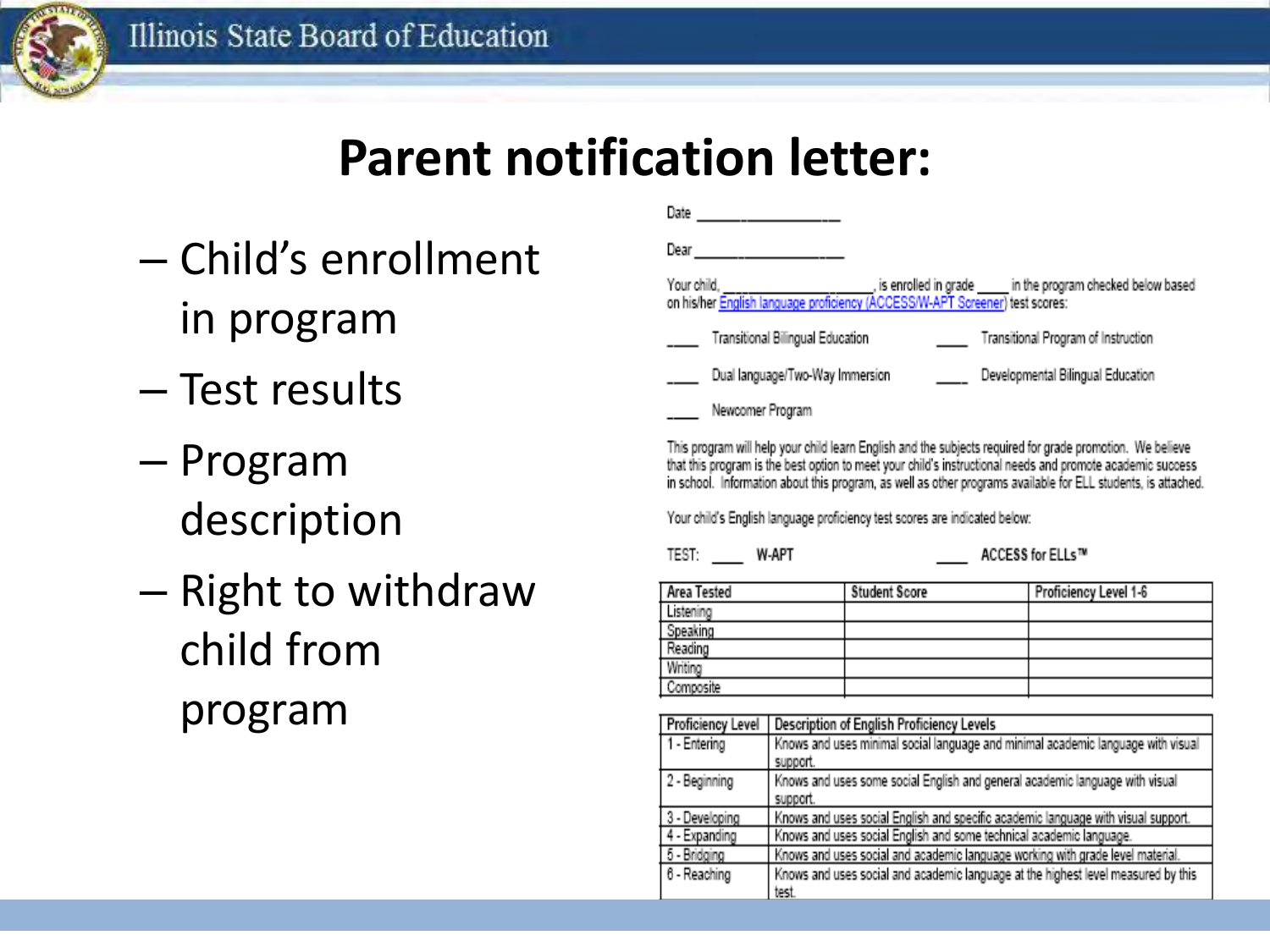# Parent notification letter:

- Child's enrollment in program
- Test results
- Program description
- Right to withdraw child from program

Date ________________

Dear ________________

Your child, ________________, is enrolled in grade ____ in the program checked below based on his/her English language proficiency (ACCESS/W-APT Screener) test scores:

____ Transitional Bilingual Education ____ Transitional Program of Instruction

____ Dual language/Two-Way Immersion ____ Developmental Bilingual Education

____ Newcomer Program

This program will help your child learn English and the subjects required for grade promotion. We believe that this program is the best option to meet your child's instructional needs and promote academic success in school. Information about this program, as well as other programs available for ELL students, is attached.

Your child's English language proficiency test scores are indicated below:

TEST: ____ W-APT ____ ACCESS for ELLs™

| Area Tested | Student Score | Proficiency Level 1-6 |
| --- | --- | --- |
| Listening | | |
| Speaking | | |
| Reading | | |
| Writing | | |
| Composite | | |

| Proficiency Level | Description of English Proficiency Levels |
| --- | --- |
| 1 - Entering | Knows and uses minimal social language and minimal academic language with visual support. |
| 2 - Beginning | Knows and uses some social English and general academic language with visual support. |
| 3 - Developing | Knows and uses social English and specific academic language with visual support. |
| 4 - Expanding | Knows and uses social English and some technical academic language. |
| 5 - Bridging | Knows and uses social and academic language working with grade level material. |
| 6 - Reaching | Knows and uses social and academic language at the highest level measured by this test. |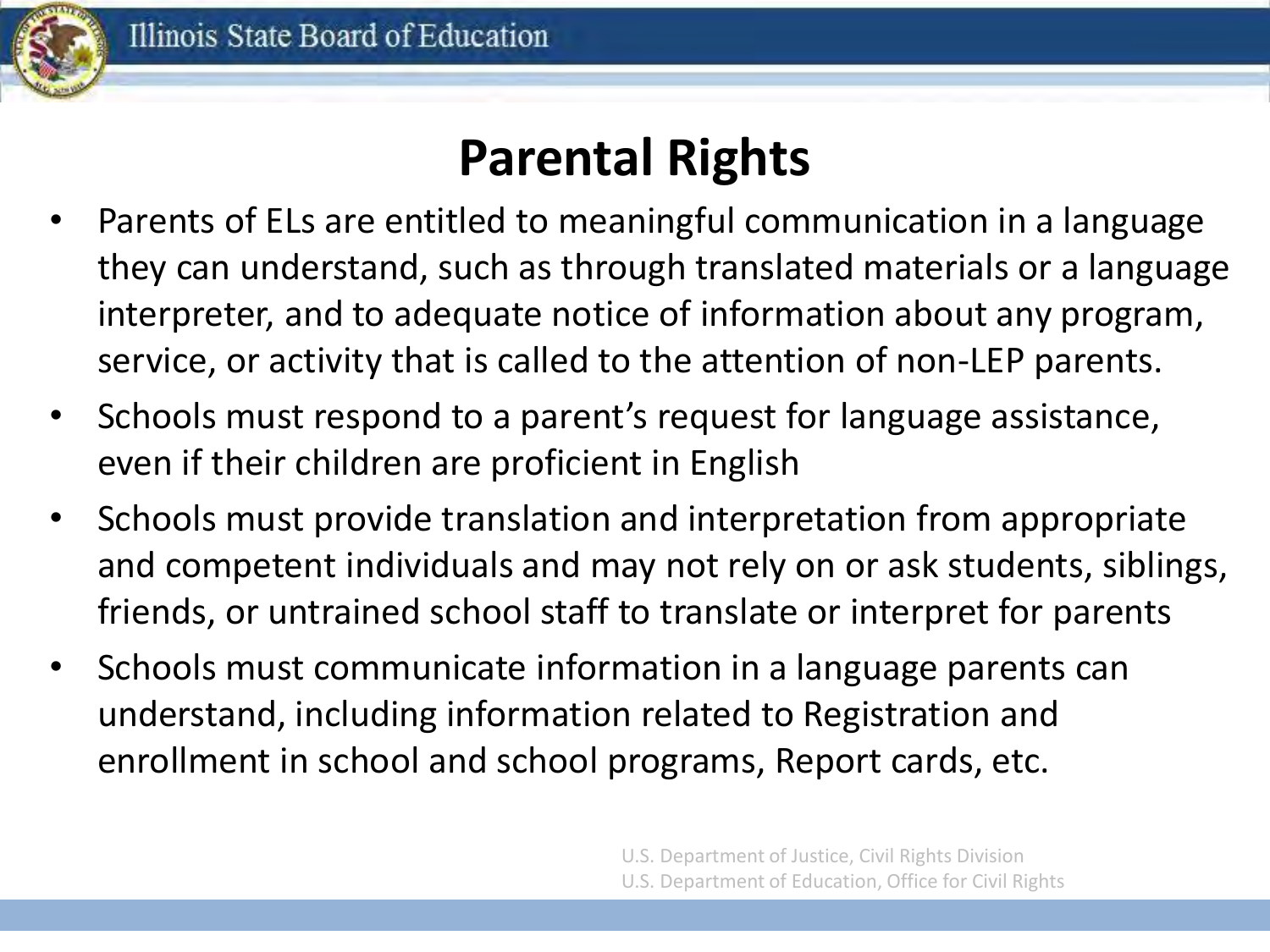# Parental Rights

- Parents of ELs are entitled to meaningful communication in a language they can understand, such as through translated materials or a language interpreter, and to adequate notice of information about any program, service, or activity that is called to the attention of non-LEP parents.
- Schools must respond to a parent's request for language assistance, even if their children are proficient in English
- Schools must provide translation and interpretation from appropriate and competent individuals and may not rely on or ask students, siblings, friends, or untrained school staff to translate or interpret for parents
- Schools must communicate information in a language parents can understand, including information related to Registration and enrollment in school and school programs, Report cards, etc.

U.S. Department of Justice, Civil Rights Division
U.S. Department of Education, Office for Civil Rights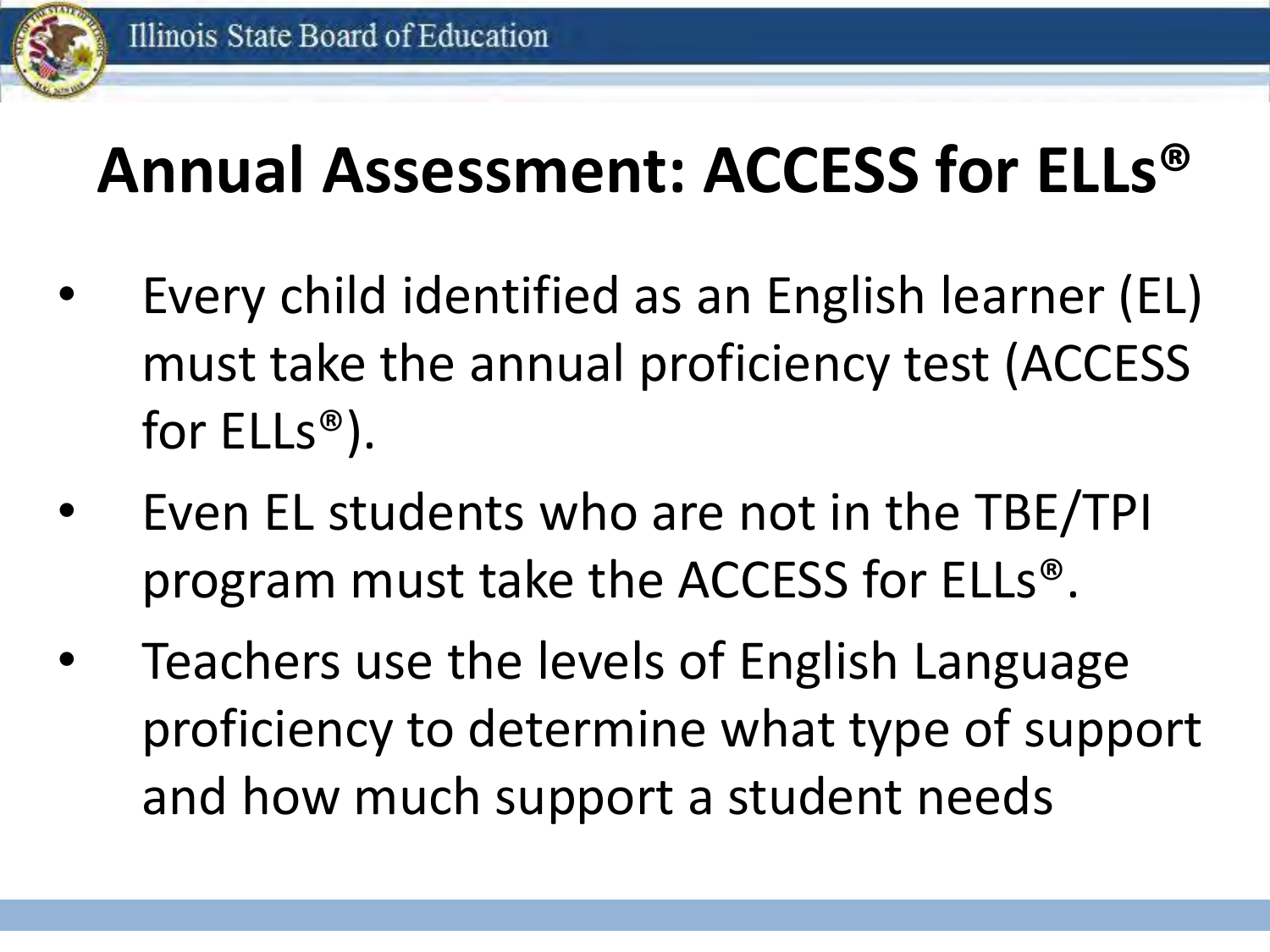# Annual Assessment: ACCESS for ELLs®

- Every child identified as an English learner (EL) must take the annual proficiency test (ACCESS for ELLs®).
- Even EL students who are not in the TBE/TPI program must take the ACCESS for ELLs®.
- Teachers use the levels of English Language proficiency to determine what type of support and how much support a student needs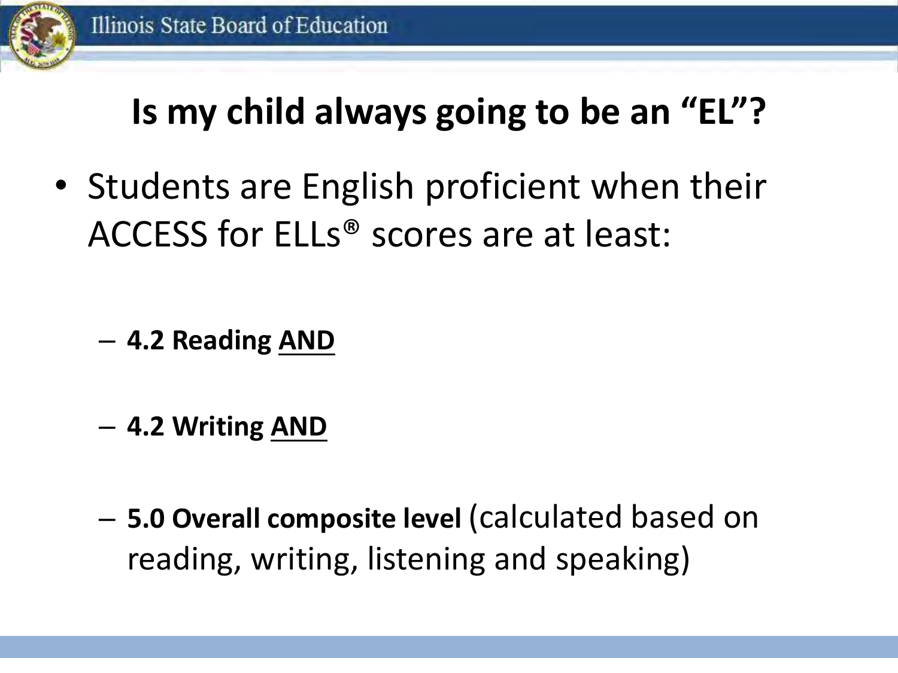# Is my child always going to be an "EL"?

- Students are English proficient when their ACCESS for ELLs® scores are at least:
  - **4.2 Reading <u>AND</u>**
  - **4.2 Writing <u>AND</u>**
  - **5.0 Overall composite level** (calculated based on reading, writing, listening and speaking)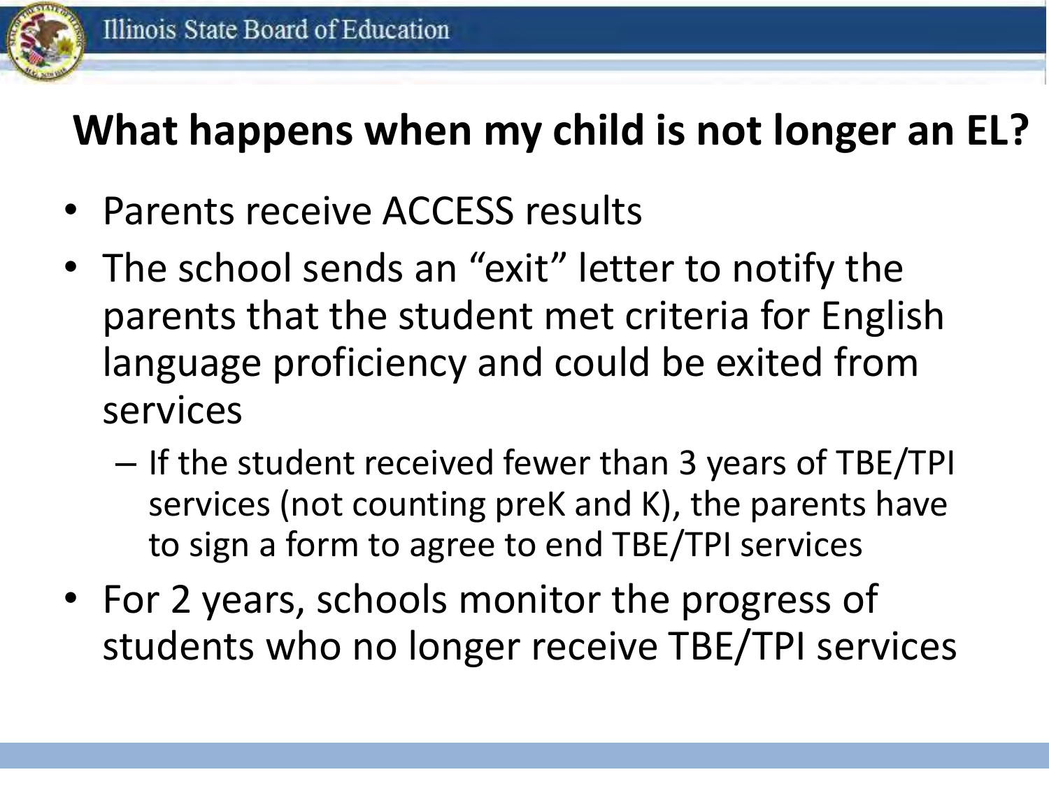# What happens when my child is not longer an EL?

- Parents receive ACCESS results
- The school sends an "exit" letter to notify the parents that the student met criteria for English language proficiency and could be exited from services
  - If the student received fewer than 3 years of TBE/TPI services (not counting preK and K), the parents have to sign a form to agree to end TBE/TPI services
- For 2 years, schools monitor the progress of students who no longer receive TBE/TPI services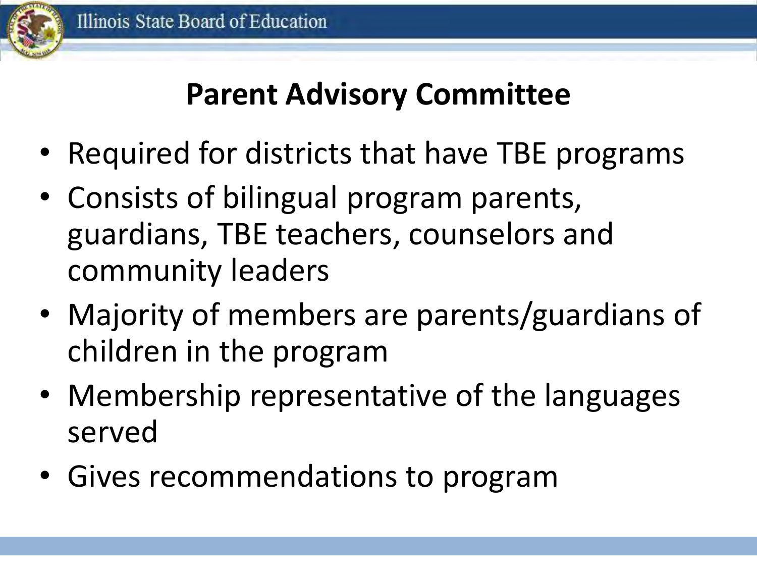## Parent Advisory Committee

- Required for districts that have TBE programs
- Consists of bilingual program parents, guardians, TBE teachers, counselors and community leaders
- Majority of members are parents/guardians of children in the program
- Membership representative of the languages served
- Gives recommendations to program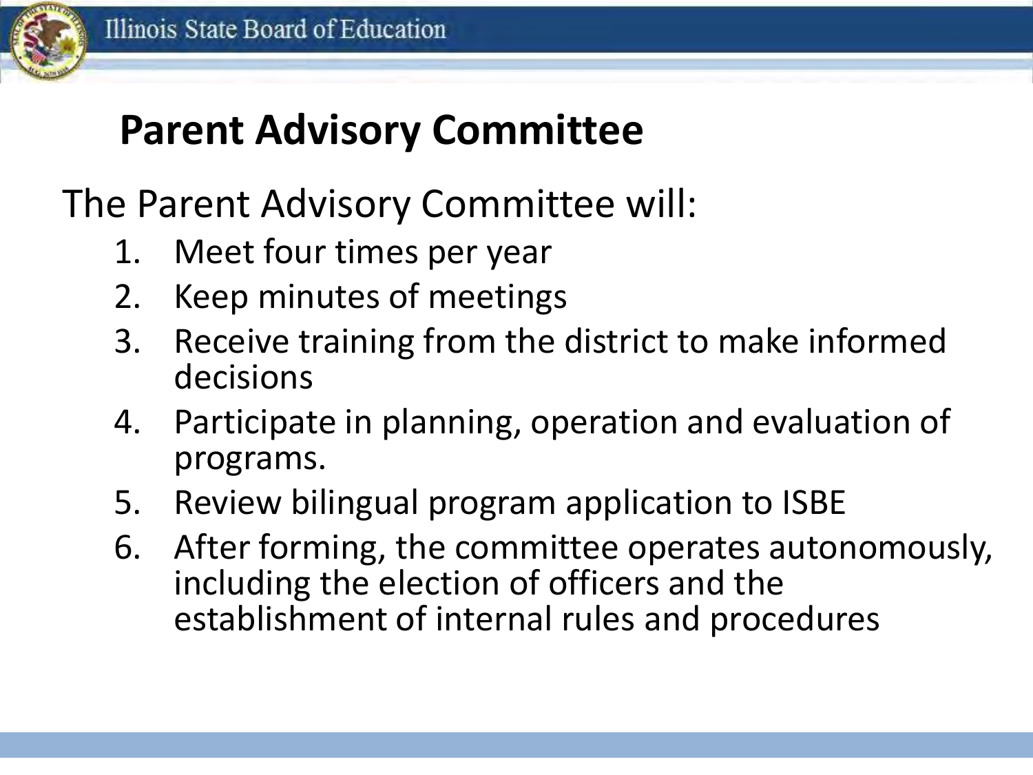## Parent Advisory Committee

The Parent Advisory Committee will:

1. Meet four times per year
2. Keep minutes of meetings
3. Receive training from the district to make informed decisions
4. Participate in planning, operation and evaluation of programs.
5. Review bilingual program application to ISBE
6. After forming, the committee operates autonomously, including the election of officers and the establishment of internal rules and procedures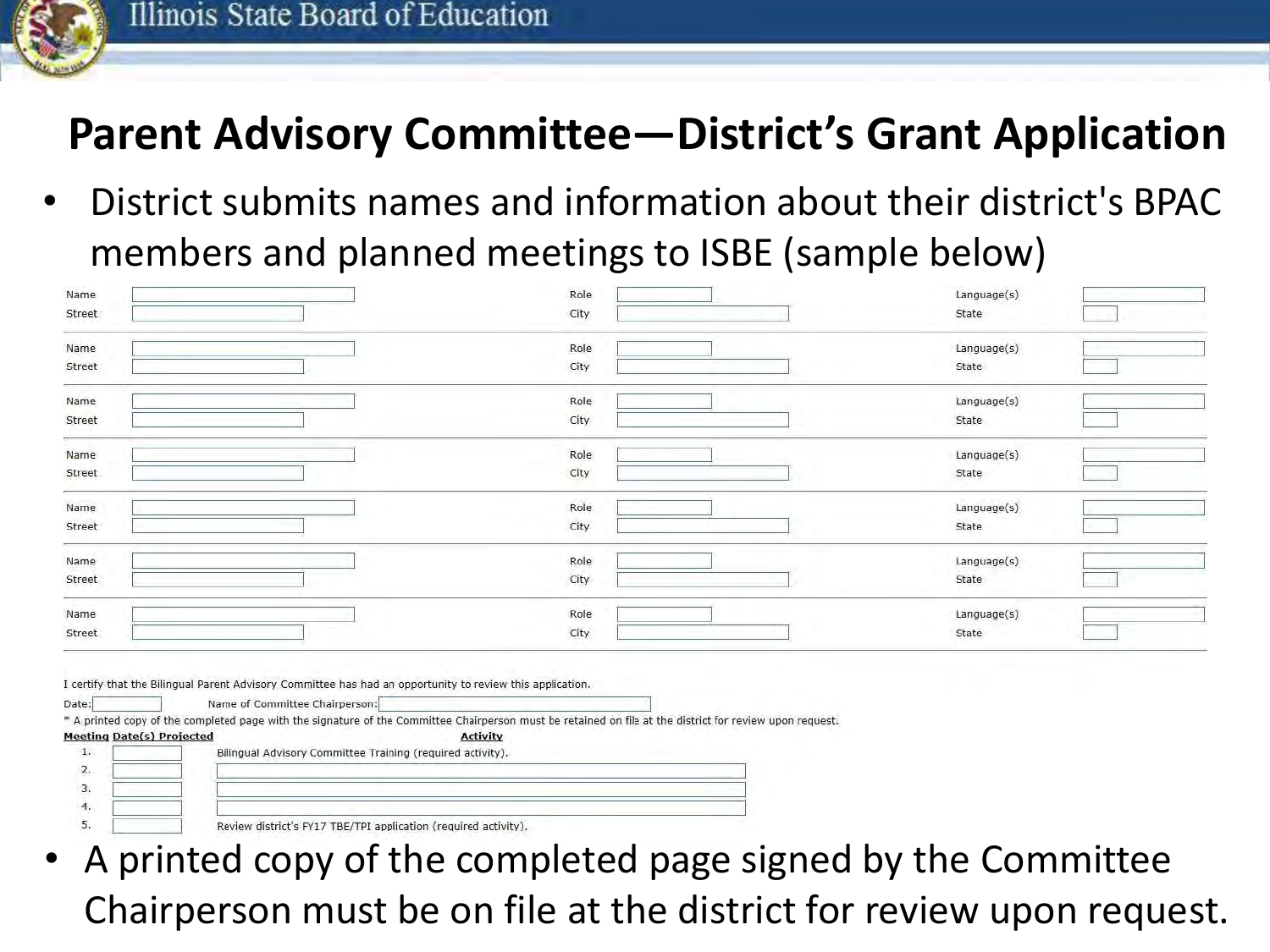# Parent Advisory Committee—District's Grant Application

- District submits names and information about their district's BPAC members and planned meetings to ISBE (sample below)

| Name | | Role | | Language(s) | |
|---|---|---|---|---|---|
| Street | | City | | State | |
| Name | | Role | | Language(s) | |
| Street | | City | | State | |
| Name | | Role | | Language(s) | |
| Street | | City | | State | |
| Name | | Role | | Language(s) | |
| Street | | City | | State | |
| Name | | Role | | Language(s) | |
| Street | | City | | State | |
| Name | | Role | | Language(s) | |
| Street | | City | | State | |
| Name | | Role | | Language(s) | |
| Street | | City | | State | |

I certify that the Bilingual Parent Advisory Committee has had an opportunity to review this application.

Date: ______ Name of Committee Chairperson: ______

* A printed copy of the completed page with the signature of the Committee Chairperson must be retained on file at the district for review upon request.

| | Meeting Date(s) Projected | Activity |
|---|---|---|
| 1. | | Bilingual Advisory Committee Training (required activity). |
| 2. | | |
| 3. | | |
| 4. | | |
| 5. | | Review district's FY17 TBE/TPI application (required activity). |

- A printed copy of the completed page signed by the Committee Chairperson must be on file at the district for review upon request.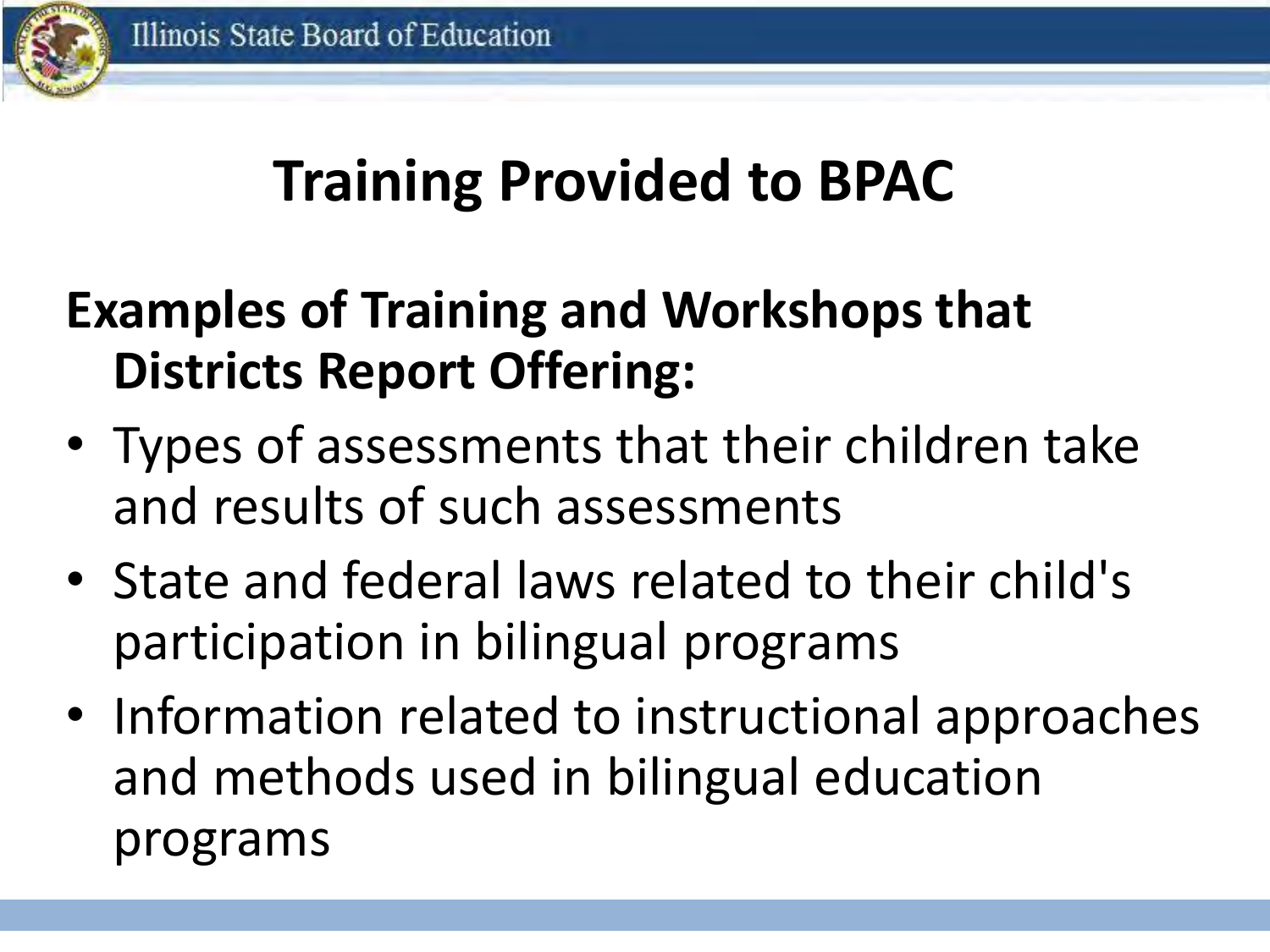# Training Provided to BPAC

**Examples of Training and Workshops that Districts Report Offering:**

- Types of assessments that their children take and results of such assessments
- State and federal laws related to their child's participation in bilingual programs
- Information related to instructional approaches and methods used in bilingual education programs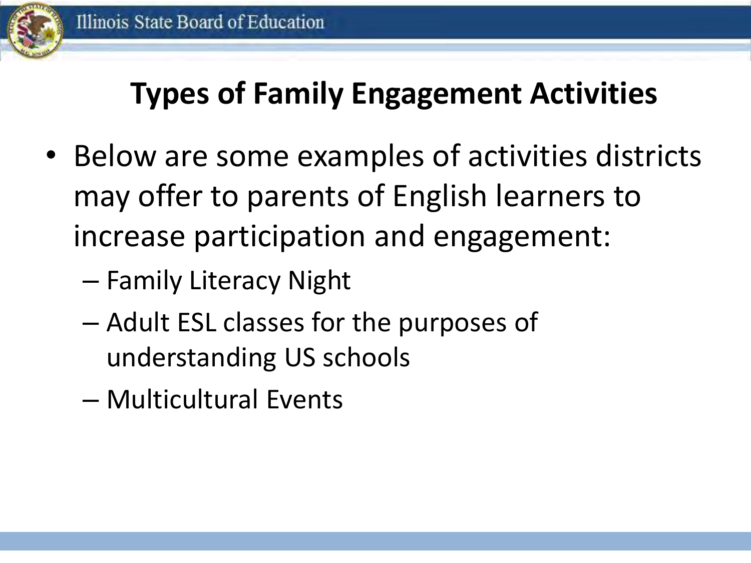# Types of Family Engagement Activities

- Below are some examples of activities districts may offer to parents of English learners to increase participation and engagement:
  - Family Literacy Night
  - Adult ESL classes for the purposes of understanding US schools
  - Multicultural Events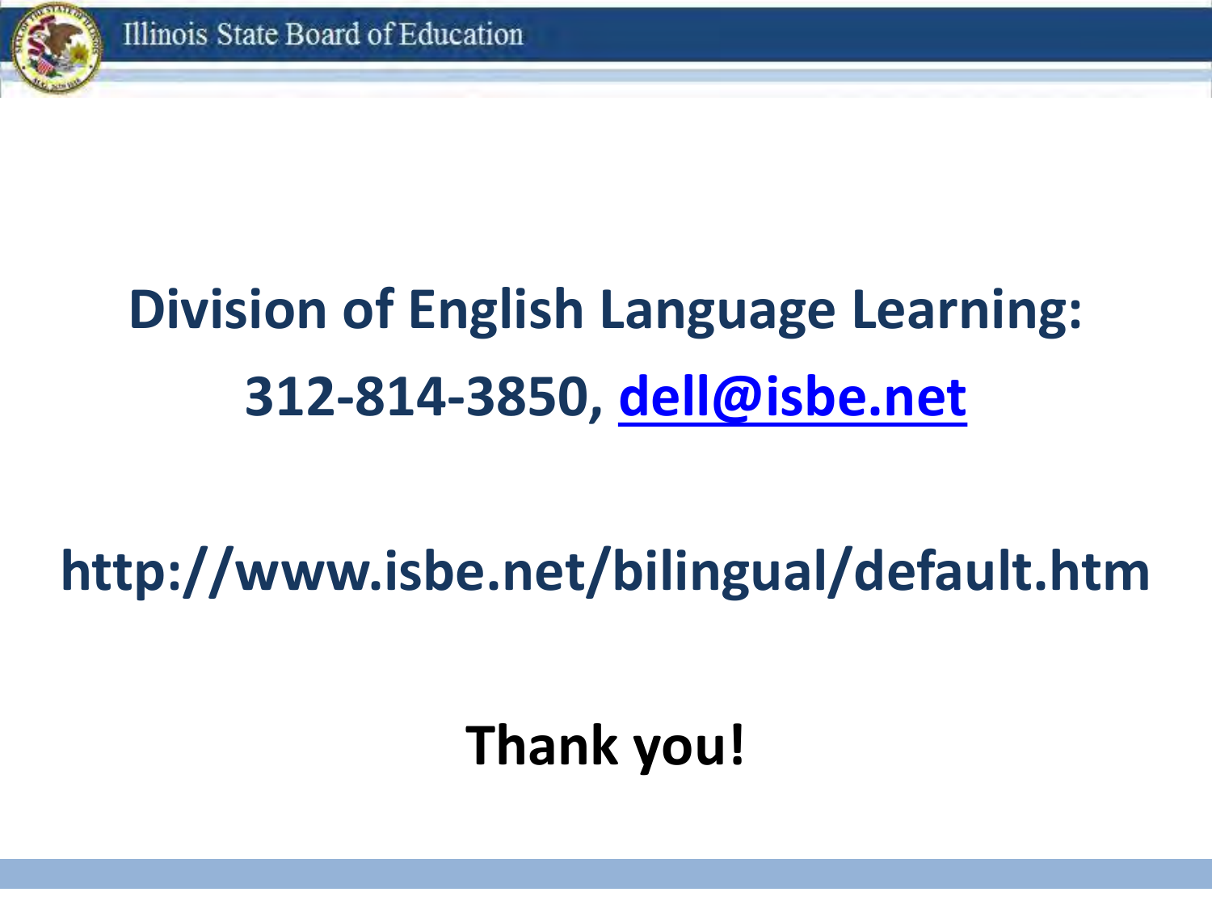**Division of English Language Learning:**
**312-814-3850, dell@isbe.net**

**http://www.isbe.net/bilingual/default.htm**

**Thank you!**